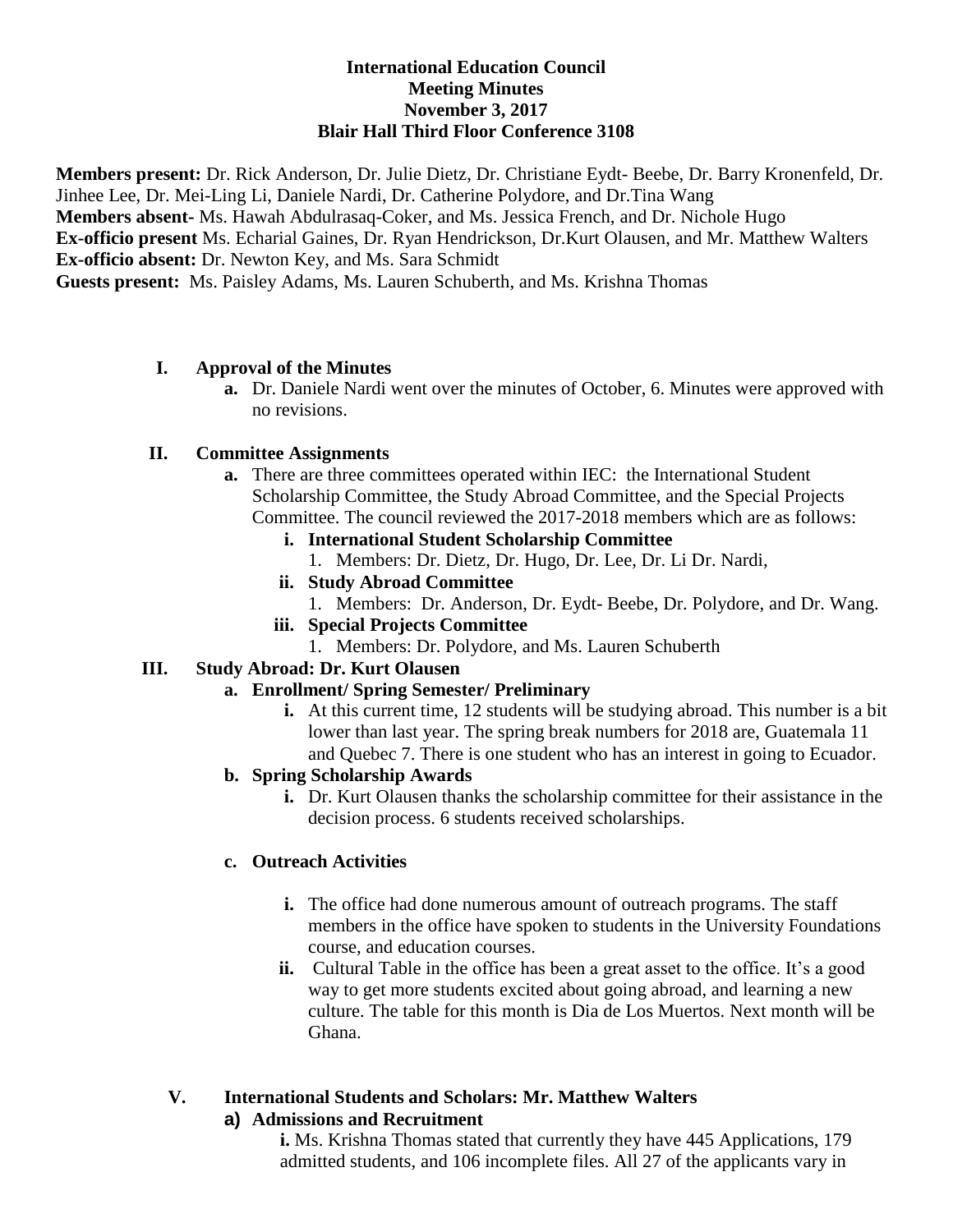**International Education Council**
**Meeting Minutes**
**November 3, 2017**
**Blair Hall Third Floor Conference 3108**

**Members present:** Dr. Rick Anderson, Dr. Julie Dietz, Dr. Christiane Eydt- Beebe, Dr. Barry Kronenfeld, Dr. Jinhee Lee, Dr. Mei-Ling Li, Daniele Nardi, Dr. Catherine Polydore, and Dr.Tina Wang
**Members absent-** Ms. Hawah Abdulrasaq-Coker, and Ms. Jessica French, and Dr. Nichole Hugo
**Ex-officio present** Ms. Echarial Gaines, Dr. Ryan Hendrickson, Dr.Kurt Olausen, and Mr. Matthew Walters
**Ex-officio absent:** Dr. Newton Key, and Ms. Sara Schmidt
**Guests present:** Ms. Paisley Adams, Ms. Lauren Schuberth, and Ms. Krishna Thomas

I. **Approval of the Minutes**
   a. Dr. Daniele Nardi went over the minutes of October, 6. Minutes were approved with no revisions.

II. **Committee Assignments**
   a. There are three committees operated within IEC: the International Student Scholarship Committee, the Study Abroad Committee, and the Special Projects Committee. The council reviewed the 2017-2018 members which are as follows:
      i. **International Student Scholarship Committee**
         1. Members: Dr. Dietz, Dr. Hugo, Dr. Lee, Dr. Li Dr. Nardi,
      ii. **Study Abroad Committee**
         1. Members: Dr. Anderson, Dr. Eydt- Beebe, Dr. Polydore, and Dr. Wang.
      iii. **Special Projects Committee**
         1. Members: Dr. Polydore, and Ms. Lauren Schuberth

III. **Study Abroad: Dr. Kurt Olausen**
   a. **Enrollment/ Spring Semester/ Preliminary**
      i. At this current time, 12 students will be studying abroad. This number is a bit lower than last year. The spring break numbers for 2018 are, Guatemala 11 and Quebec 7. There is one student who has an interest in going to Ecuador.
   b. **Spring Scholarship Awards**
      i. Dr. Kurt Olausen thanks the scholarship committee for their assistance in the decision process. 6 students received scholarships.
   c. **Outreach Activities**
      i. The office had done numerous amount of outreach programs. The staff members in the office have spoken to students in the University Foundations course, and education courses.
      ii. Cultural Table in the office has been a great asset to the office. It's a good way to get more students excited about going abroad, and learning a new culture. The table for this month is Dia de Los Muertos. Next month will be Ghana.

V. **International Students and Scholars: Mr. Matthew Walters**
   a) **Admissions and Recruitment**
      i. Ms. Krishna Thomas stated that currently they have 445 Applications, 179 admitted students, and 106 incomplete files. All 27 of the applicants vary in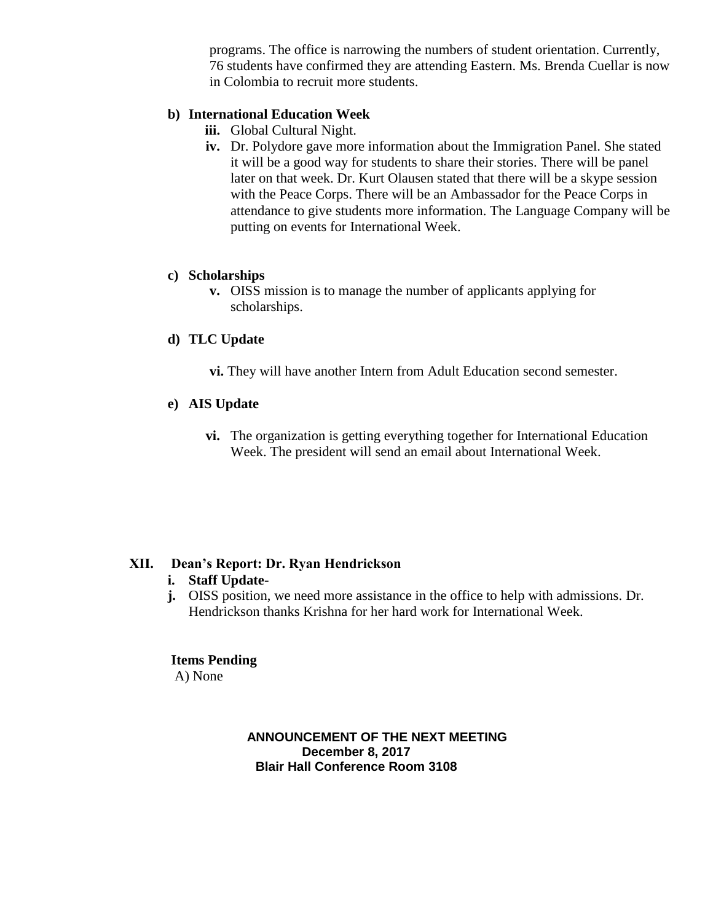programs. The office is narrowing the numbers of student orientation. Currently, 76 students have confirmed they are attending Eastern. Ms. Brenda Cuellar is now in Colombia to recruit more students.

**b) International Education Week**

**iii.** Global Cultural Night.

**iv.** Dr. Polydore gave more information about the Immigration Panel. She stated it will be a good way for students to share their stories. There will be panel later on that week. Dr. Kurt Olausen stated that there will be a skype session with the Peace Corps. There will be an Ambassador for the Peace Corps in attendance to give students more information. The Language Company will be putting on events for International Week.

**c) Scholarships**

**v.** OISS mission is to manage the number of applicants applying for scholarships.

**d) TLC Update**

**vi.** They will have another Intern from Adult Education second semester.

**e) AIS Update**

**vi.** The organization is getting everything together for International Education Week. The president will send an email about International Week.

**XII. Dean's Report: Dr. Ryan Hendrickson**

**i. Staff Update-**

**j.** OISS position, we need more assistance in the office to help with admissions. Dr. Hendrickson thanks Krishna for her hard work for International Week.

**Items Pending**

A) None

**ANNOUNCEMENT OF THE NEXT MEETING**
**December 8, 2017**
**Blair Hall Conference Room 3108**